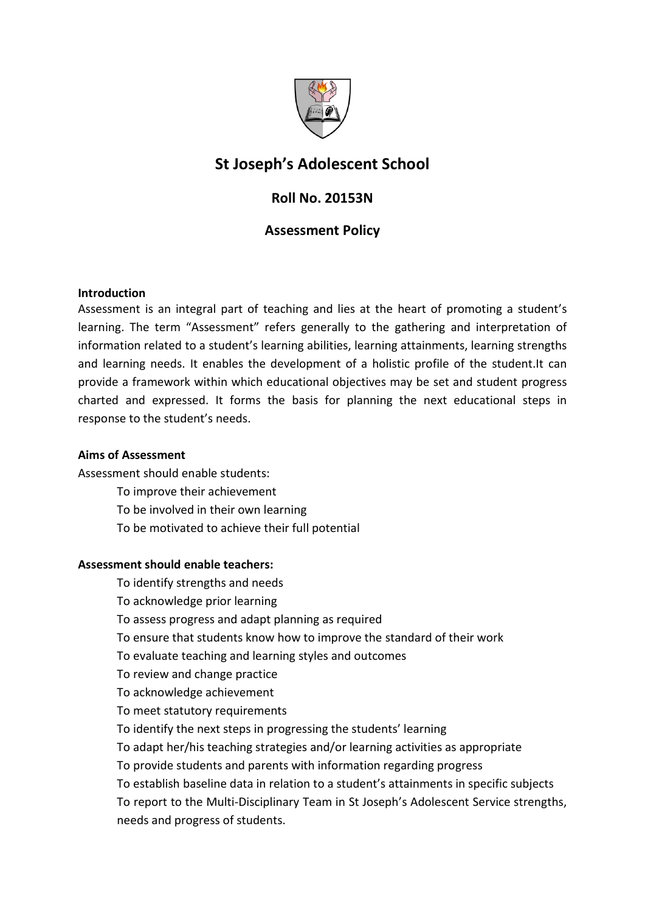# St Joseph's Adolescent School

## Roll No. 20153N

## Assessment Policy

**Introduction**

Assessment is an integral part of teaching and lies at the heart of promoting a student's learning. The term "Assessment" refers generally to the gathering and interpretation of information related to a student's learning abilities, learning attainments, learning strengths and learning needs. It enables the development of a holistic profile of the student.It can provide a framework within which educational objectives may be set and student progress charted and expressed. It forms the basis for planning the next educational steps in response to the student's needs.

**Aims of Assessment**

Assessment should enable students:

- To improve their achievement
- To be involved in their own learning
- To be motivated to achieve their full potential

**Assessment should enable teachers:**

- To identify strengths and needs
- To acknowledge prior learning
- To assess progress and adapt planning as required
- To ensure that students know how to improve the standard of their work
- To evaluate teaching and learning styles and outcomes
- To review and change practice
- To acknowledge achievement
- To meet statutory requirements
- To identify the next steps in progressing the students' learning
- To adapt her/his teaching strategies and/or learning activities as appropriate
- To provide students and parents with information regarding progress
- To establish baseline data in relation to a student's attainments in specific subjects
- To report to the Multi-Disciplinary Team in St Joseph's Adolescent Service strengths, needs and progress of students.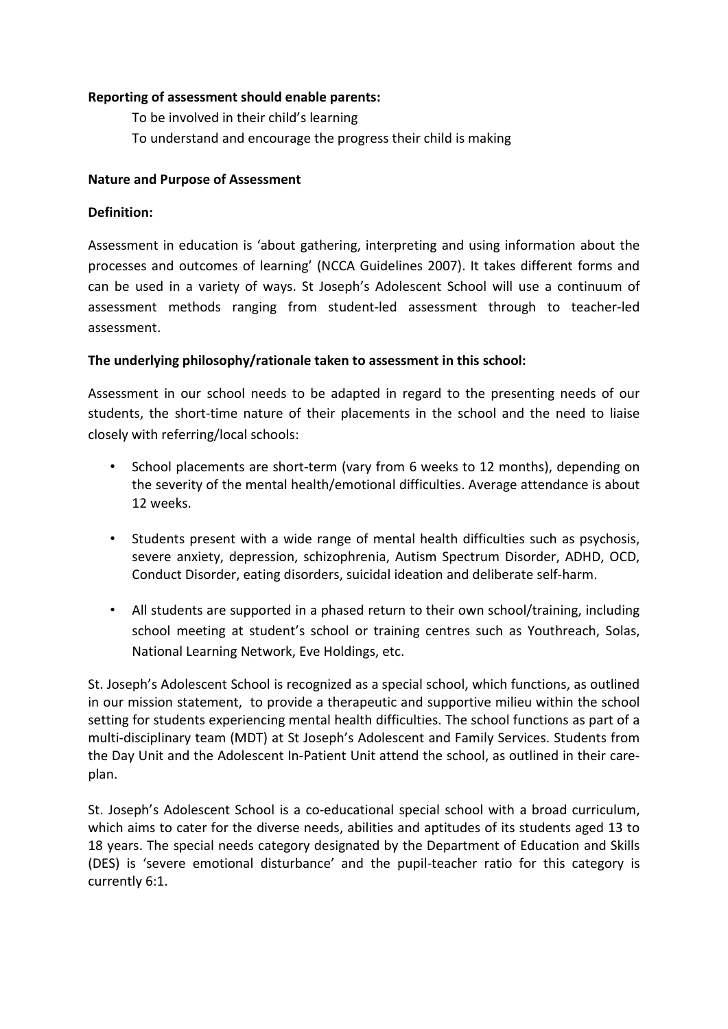**Reporting of assessment should enable parents:**

To be involved in their child's learning

To understand and encourage the progress their child is making

**Nature and Purpose of Assessment**

**Definition:**

Assessment in education is 'about gathering, interpreting and using information about the processes and outcomes of learning' (NCCA Guidelines 2007). It takes different forms and can be used in a variety of ways. St Joseph's Adolescent School will use a continuum of assessment methods ranging from student-led assessment through to teacher-led assessment.

**The underlying philosophy/rationale taken to assessment in this school:**

Assessment in our school needs to be adapted in regard to the presenting needs of our students, the short-time nature of their placements in the school and the need to liaise closely with referring/local schools:

- School placements are short-term (vary from 6 weeks to 12 months), depending on the severity of the mental health/emotional difficulties. Average attendance is about 12 weeks.
- Students present with a wide range of mental health difficulties such as psychosis, severe anxiety, depression, schizophrenia, Autism Spectrum Disorder, ADHD, OCD, Conduct Disorder, eating disorders, suicidal ideation and deliberate self-harm.
- All students are supported in a phased return to their own school/training, including school meeting at student's school or training centres such as Youthreach, Solas, National Learning Network, Eve Holdings, etc.

St. Joseph's Adolescent School is recognized as a special school, which functions, as outlined in our mission statement, to provide a therapeutic and supportive milieu within the school setting for students experiencing mental health difficulties. The school functions as part of a multi-disciplinary team (MDT) at St Joseph's Adolescent and Family Services. Students from the Day Unit and the Adolescent In-Patient Unit attend the school, as outlined in their care-plan.

St. Joseph's Adolescent School is a co-educational special school with a broad curriculum, which aims to cater for the diverse needs, abilities and aptitudes of its students aged 13 to 18 years. The special needs category designated by the Department of Education and Skills (DES) is 'severe emotional disturbance' and the pupil-teacher ratio for this category is currently 6:1.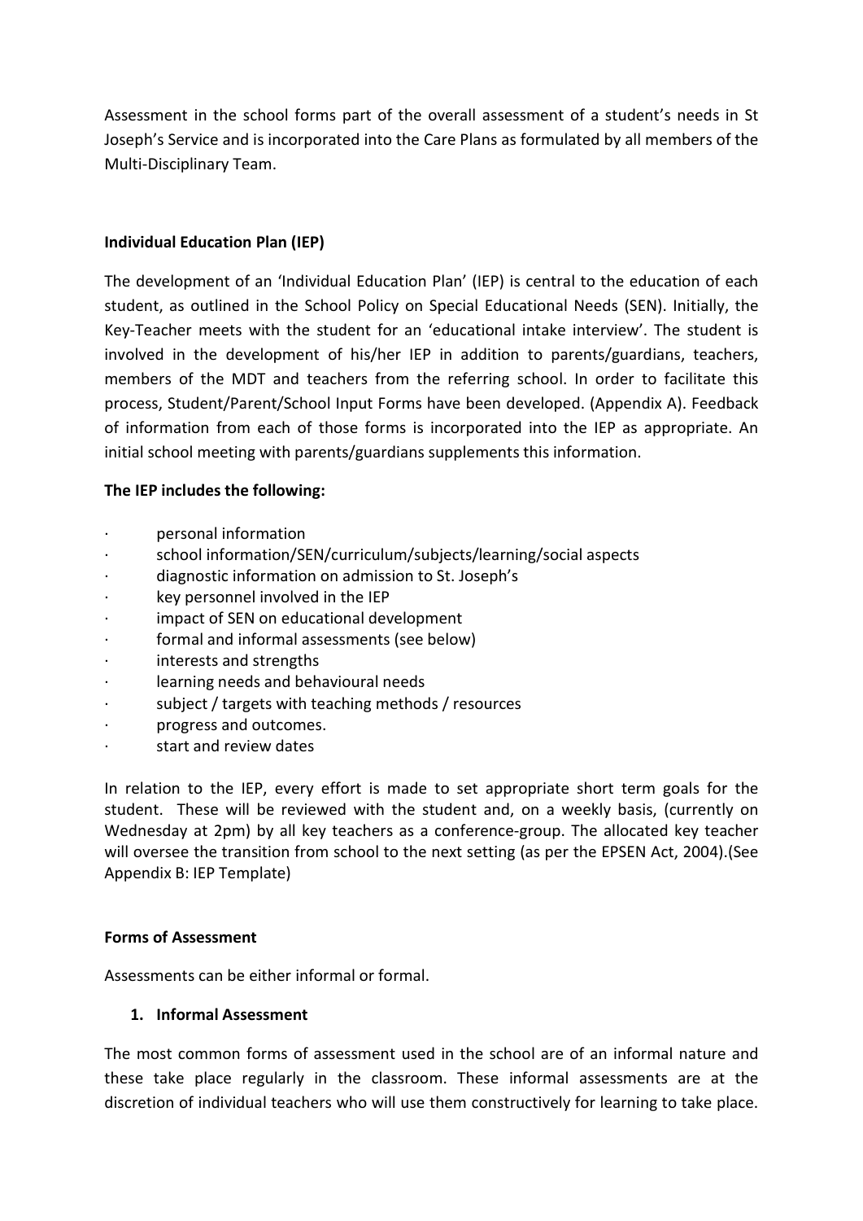Assessment in the school forms part of the overall assessment of a student's needs in St Joseph's Service and is incorporated into the Care Plans as formulated by all members of the Multi-Disciplinary Team.

**Individual Education Plan (IEP)**

The development of an 'Individual Education Plan' (IEP) is central to the education of each student, as outlined in the School Policy on Special Educational Needs (SEN). Initially, the Key-Teacher meets with the student for an 'educational intake interview'. The student is involved in the development of his/her IEP in addition to parents/guardians, teachers, members of the MDT and teachers from the referring school. In order to facilitate this process, Student/Parent/School Input Forms have been developed. (Appendix A). Feedback of information from each of those forms is incorporated into the IEP as appropriate. An initial school meeting with parents/guardians supplements this information.

**The IEP includes the following:**

- personal information
- school information/SEN/curriculum/subjects/learning/social aspects
- diagnostic information on admission to St. Joseph's
- key personnel involved in the IEP
- impact of SEN on educational development
- formal and informal assessments (see below)
- interests and strengths
- learning needs and behavioural needs
- subject / targets with teaching methods / resources
- progress and outcomes.
- start and review dates

In relation to the IEP, every effort is made to set appropriate short term goals for the student. These will be reviewed with the student and, on a weekly basis, (currently on Wednesday at 2pm) by all key teachers as a conference-group. The allocated key teacher will oversee the transition from school to the next setting (as per the EPSEN Act, 2004).(See Appendix B: IEP Template)

**Forms of Assessment**

Assessments can be either informal or formal.

1. **Informal Assessment**

The most common forms of assessment used in the school are of an informal nature and these take place regularly in the classroom. These informal assessments are at the discretion of individual teachers who will use them constructively for learning to take place.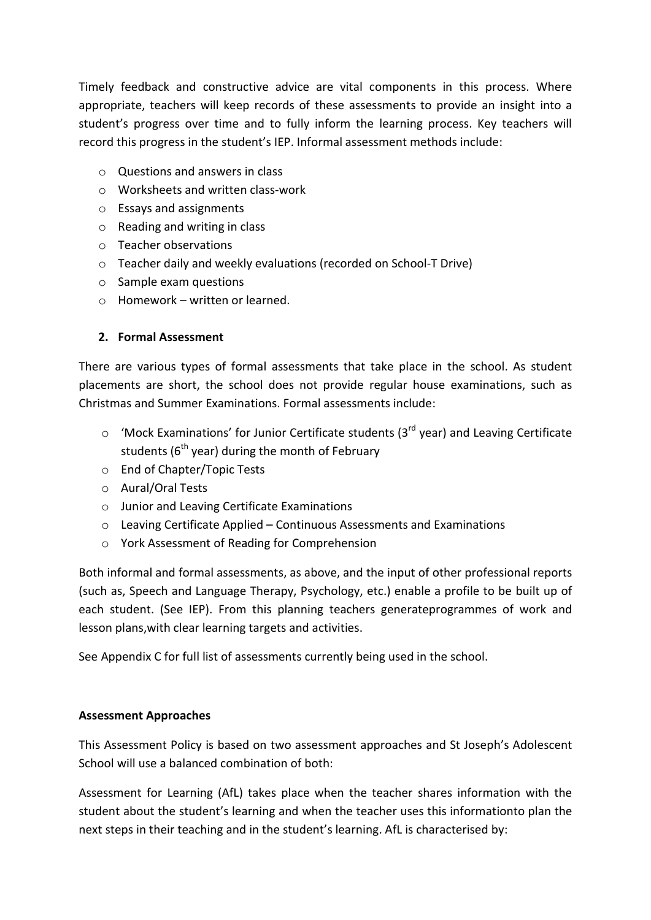Timely feedback and constructive advice are vital components in this process. Where appropriate, teachers will keep records of these assessments to provide an insight into a student's progress over time and to fully inform the learning process. Key teachers will record this progress in the student's IEP. Informal assessment methods include:

- Questions and answers in class
- Worksheets and written class-work
- Essays and assignments
- Reading and writing in class
- Teacher observations
- Teacher daily and weekly evaluations (recorded on School-T Drive)
- Sample exam questions
- Homework – written or learned.

**2. Formal Assessment**

There are various types of formal assessments that take place in the school. As student placements are short, the school does not provide regular house examinations, such as Christmas and Summer Examinations. Formal assessments include:

- 'Mock Examinations' for Junior Certificate students (3rd year) and Leaving Certificate students (6th year) during the month of February
- End of Chapter/Topic Tests
- Aural/Oral Tests
- Junior and Leaving Certificate Examinations
- Leaving Certificate Applied – Continuous Assessments and Examinations
- York Assessment of Reading for Comprehension

Both informal and formal assessments, as above, and the input of other professional reports (such as, Speech and Language Therapy, Psychology, etc.) enable a profile to be built up of each student. (See IEP). From this planning teachers generateprogrammes of work and lesson plans,with clear learning targets and activities.

See Appendix C for full list of assessments currently being used in the school.

**Assessment Approaches**

This Assessment Policy is based on two assessment approaches and St Joseph's Adolescent School will use a balanced combination of both:

Assessment for Learning (AfL) takes place when the teacher shares information with the student about the student's learning and when the teacher uses this informationto plan the next steps in their teaching and in the student's learning. AfL is characterised by: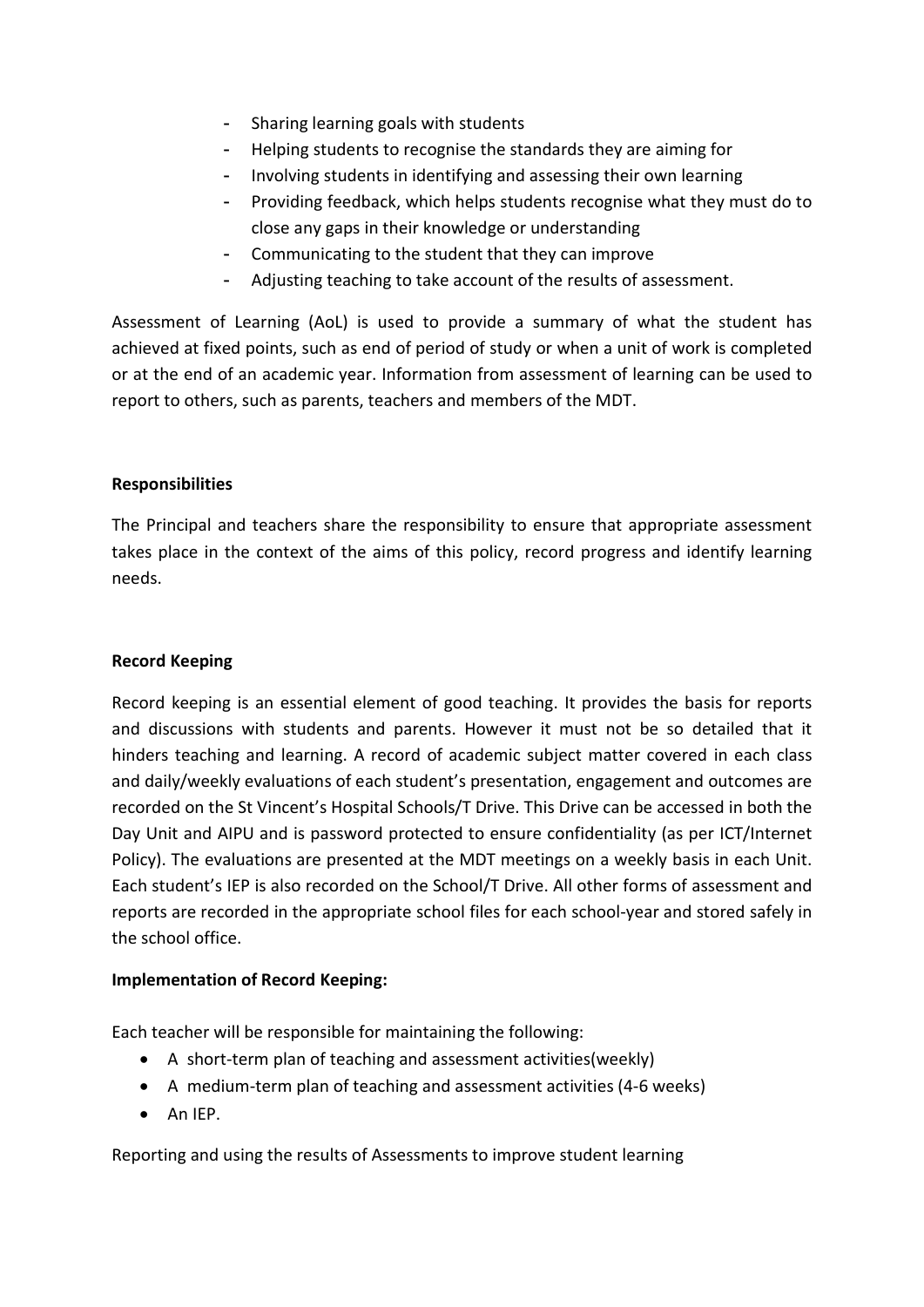- Sharing learning goals with students
- Helping students to recognise the standards they are aiming for
- Involving students in identifying and assessing their own learning
- Providing feedback, which helps students recognise what they must do to close any gaps in their knowledge or understanding
- Communicating to the student that they can improve
- Adjusting teaching to take account of the results of assessment.

Assessment of Learning (AoL) is used to provide a summary of what the student has achieved at fixed points, such as end of period of study or when a unit of work is completed or at the end of an academic year. Information from assessment of learning can be used to report to others, such as parents, teachers and members of the MDT.

**Responsibilities**

The Principal and teachers share the responsibility to ensure that appropriate assessment takes place in the context of the aims of this policy, record progress and identify learning needs.

**Record Keeping**

Record keeping is an essential element of good teaching. It provides the basis for reports and discussions with students and parents. However it must not be so detailed that it hinders teaching and learning. A record of academic subject matter covered in each class and daily/weekly evaluations of each student's presentation, engagement and outcomes are recorded on the St Vincent's Hospital Schools/T Drive. This Drive can be accessed in both the Day Unit and AIPU and is password protected to ensure confidentiality (as per ICT/Internet Policy). The evaluations are presented at the MDT meetings on a weekly basis in each Unit. Each student's IEP is also recorded on the School/T Drive. All other forms of assessment and reports are recorded in the appropriate school files for each school-year and stored safely in the school office.

**Implementation of Record Keeping:**

Each teacher will be responsible for maintaining the following:

- A short-term plan of teaching and assessment activities(weekly)
- A medium-term plan of teaching and assessment activities (4-6 weeks)
- An IEP.

Reporting and using the results of Assessments to improve student learning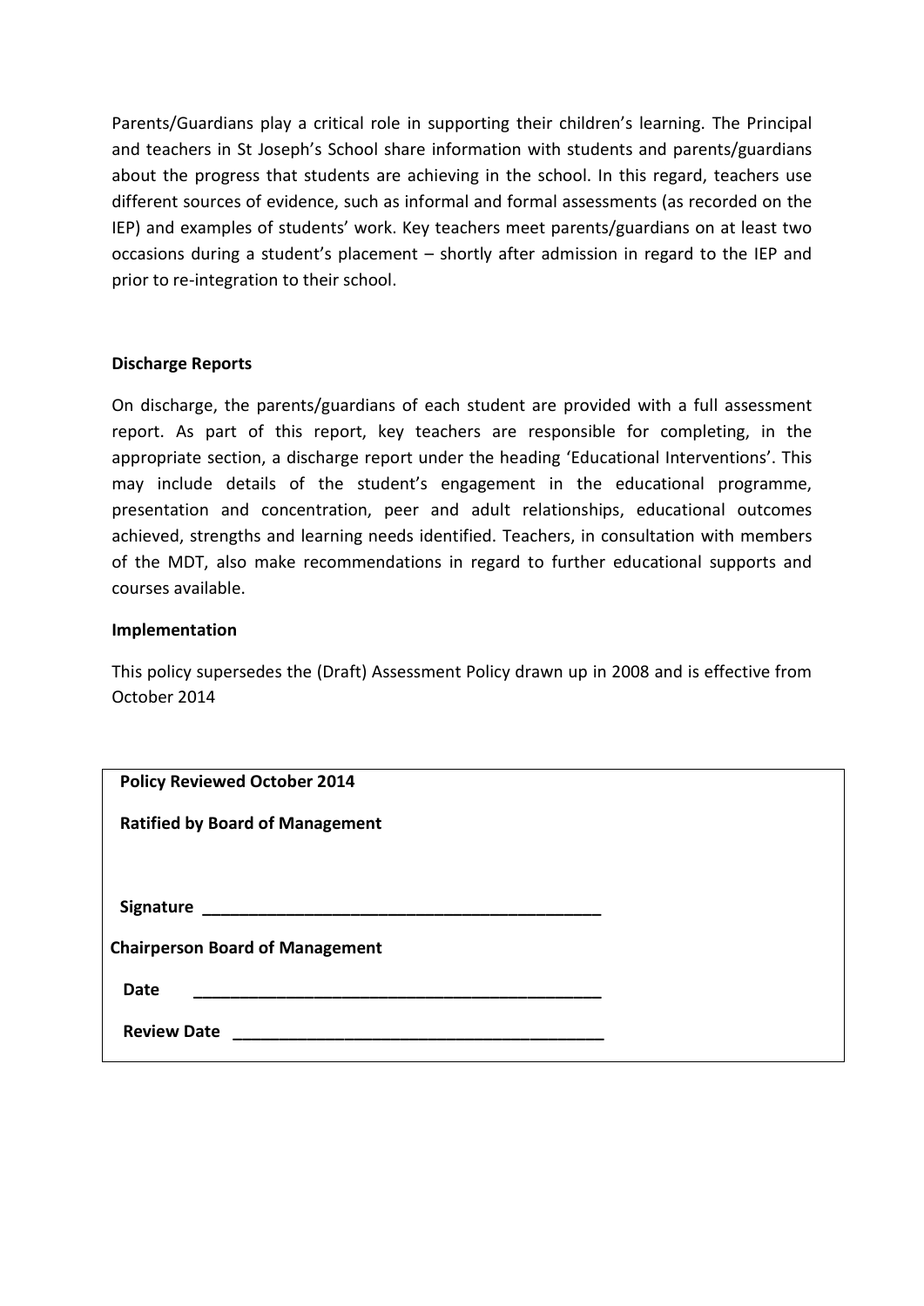Parents/Guardians play a critical role in supporting their children's learning. The Principal and teachers in St Joseph's School share information with students and parents/guardians about the progress that students are achieving in the school. In this regard, teachers use different sources of evidence, such as informal and formal assessments (as recorded on the IEP) and examples of students' work. Key teachers meet parents/guardians on at least two occasions during a student's placement – shortly after admission in regard to the IEP and prior to re-integration to their school.

**Discharge Reports**

On discharge, the parents/guardians of each student are provided with a full assessment report. As part of this report, key teachers are responsible for completing, in the appropriate section, a discharge report under the heading 'Educational Interventions'. This may include details of the student's engagement in the educational programme, presentation and concentration, peer and adult relationships, educational outcomes achieved, strengths and learning needs identified. Teachers, in consultation with members of the MDT, also make recommendations in regard to further educational supports and courses available.

**Implementation**

This policy supersedes the (Draft) Assessment Policy drawn up in 2008 and is effective from October 2014

**Policy Reviewed October 2014**

**Ratified by Board of Management**

**Signature** ___________________________________________

**Chairperson Board of Management**

**Date** ___________________________________________

**Review Date** ___________________________________________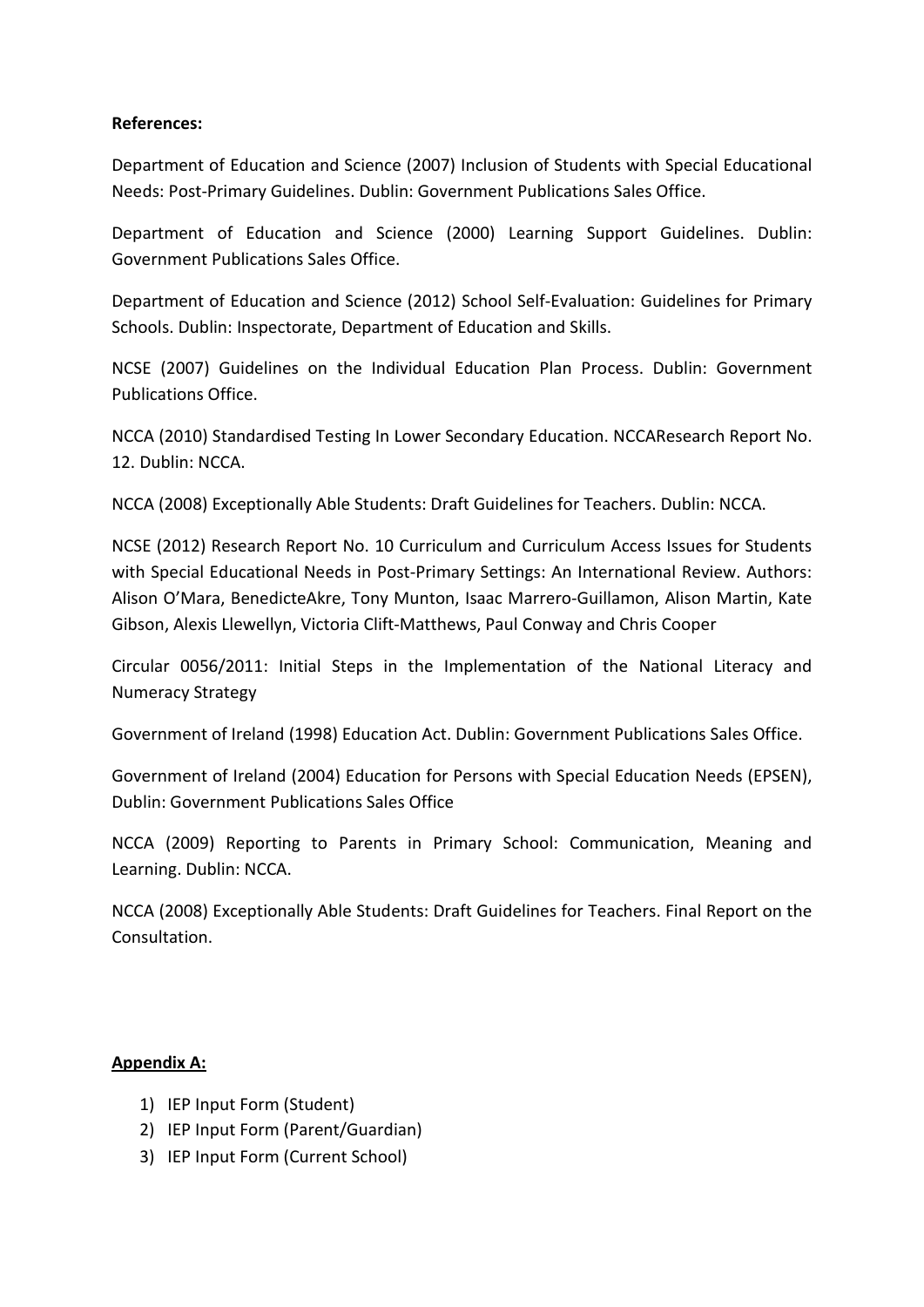**References:**

Department of Education and Science (2007) Inclusion of Students with Special Educational Needs: Post-Primary Guidelines. Dublin: Government Publications Sales Office.

Department of Education and Science (2000) Learning Support Guidelines. Dublin: Government Publications Sales Office.

Department of Education and Science (2012) School Self-Evaluation: Guidelines for Primary Schools. Dublin: Inspectorate, Department of Education and Skills.

NCSE (2007) Guidelines on the Individual Education Plan Process. Dublin: Government Publications Office.

NCCA (2010) Standardised Testing In Lower Secondary Education. NCCAResearch Report No. 12. Dublin: NCCA.

NCCA (2008) Exceptionally Able Students: Draft Guidelines for Teachers. Dublin: NCCA.

NCSE (2012) Research Report No. 10 Curriculum and Curriculum Access Issues for Students with Special Educational Needs in Post-Primary Settings: An International Review. Authors: Alison O'Mara, BenedicteAkre, Tony Munton, Isaac Marrero-Guillamon, Alison Martin, Kate Gibson, Alexis Llewellyn, Victoria Clift-Matthews, Paul Conway and Chris Cooper

Circular 0056/2011: Initial Steps in the Implementation of the National Literacy and Numeracy Strategy

Government of Ireland (1998) Education Act. Dublin: Government Publications Sales Office.

Government of Ireland (2004) Education for Persons with Special Education Needs (EPSEN), Dublin: Government Publications Sales Office

NCCA (2009) Reporting to Parents in Primary School: Communication, Meaning and Learning. Dublin: NCCA.

NCCA (2008) Exceptionally Able Students: Draft Guidelines for Teachers. Final Report on the Consultation.

**Appendix A:**

1) IEP Input Form (Student)
2) IEP Input Form (Parent/Guardian)
3) IEP Input Form (Current School)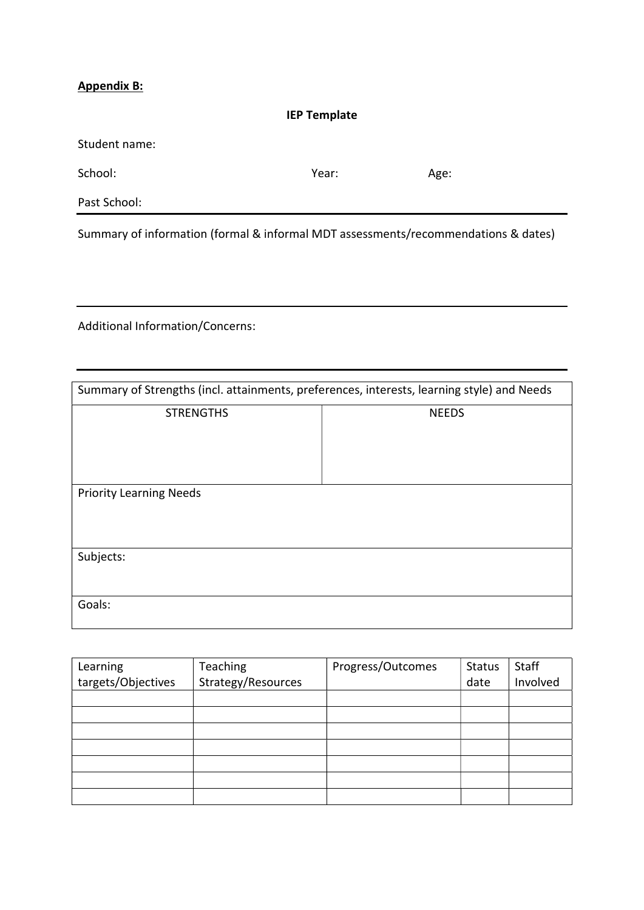**Appendix B:**

**IEP Template**

Student name:

School: Year: Age:

Past School:

---

Summary of information (formal & informal MDT assessments/recommendations & dates)

---

Additional Information/Concerns:

---

| Summary of Strengths (incl. attainments, preferences, interests, learning style) and Needs | |
|---|---|
| STRENGTHS | NEEDS |
| Priority Learning Needs | |
| Subjects: | |
| Goals: | |

| Learning targets/Objectives | Teaching Strategy/Resources | Progress/Outcomes | Status date | Staff Involved |
|---|---|---|---|---|
| | | | | |
| | | | | |
| | | | | |
| | | | | |
| | | | | |
| | | | | |
| | | | | |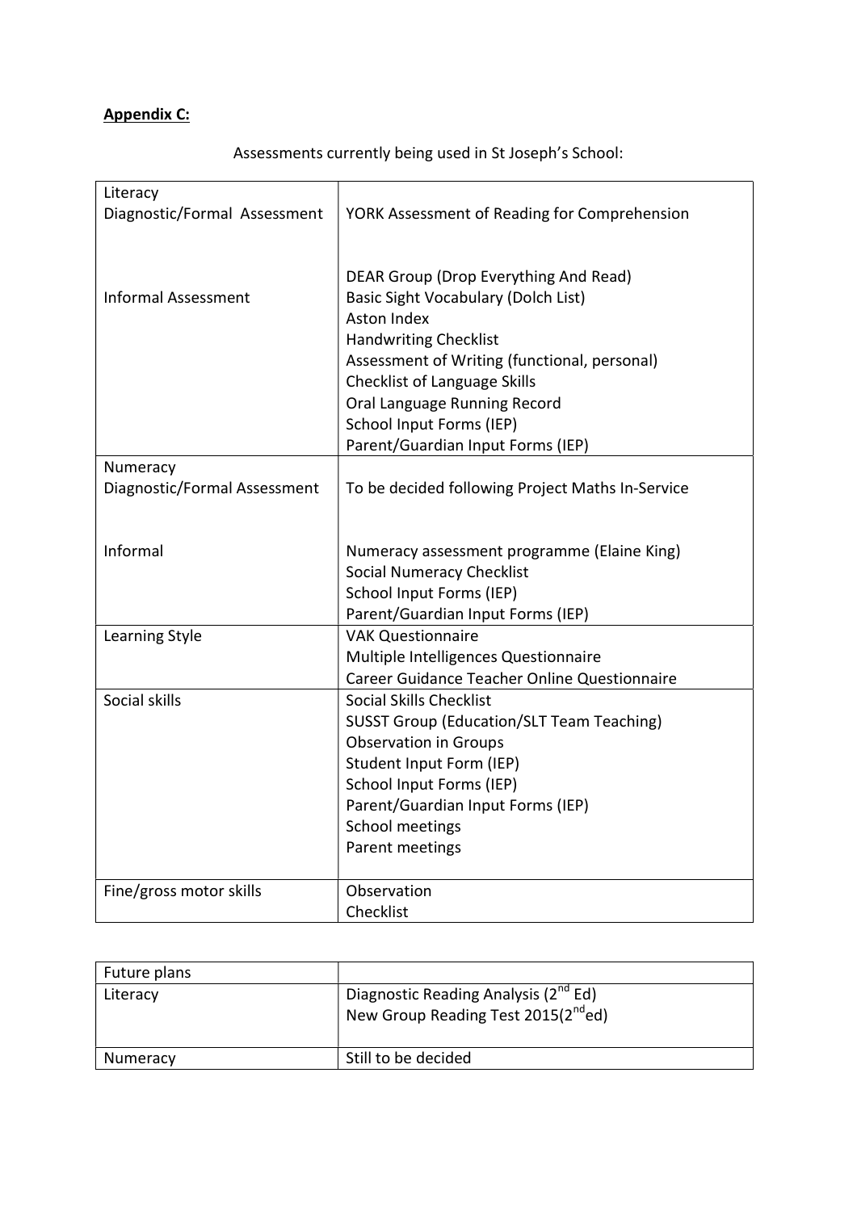**Appendix C:**

Assessments currently being used in St Joseph's School:

| | |
|---|---|
| Literacy<br>Diagnostic/Formal Assessment | YORK Assessment of Reading for Comprehension |
| Informal Assessment | DEAR Group (Drop Everything And Read)<br>Basic Sight Vocabulary (Dolch List)<br>Aston Index<br>Handwriting Checklist<br>Assessment of Writing (functional, personal)<br>Checklist of Language Skills<br>Oral Language Running Record<br>School Input Forms (IEP)<br>Parent/Guardian Input Forms (IEP) |
| Numeracy<br>Diagnostic/Formal Assessment | To be decided following Project Maths In-Service |
| Informal | Numeracy assessment programme (Elaine King)<br>Social Numeracy Checklist<br>School Input Forms (IEP)<br>Parent/Guardian Input Forms (IEP) |
| Learning Style | VAK Questionnaire<br>Multiple Intelligences Questionnaire<br>Career Guidance Teacher Online Questionnaire |
| Social skills | Social Skills Checklist<br>SUSST Group (Education/SLT Team Teaching)<br>Observation in Groups<br>Student Input Form (IEP)<br>School Input Forms (IEP)<br>Parent/Guardian Input Forms (IEP)<br>School meetings<br>Parent meetings |
| Fine/gross motor skills | Observation<br>Checklist |

| Future plans | |
|---|---|
| Literacy | Diagnostic Reading Analysis (2nd Ed)<br>New Group Reading Test 2015(2nd ed) |
| Numeracy | Still to be decided |